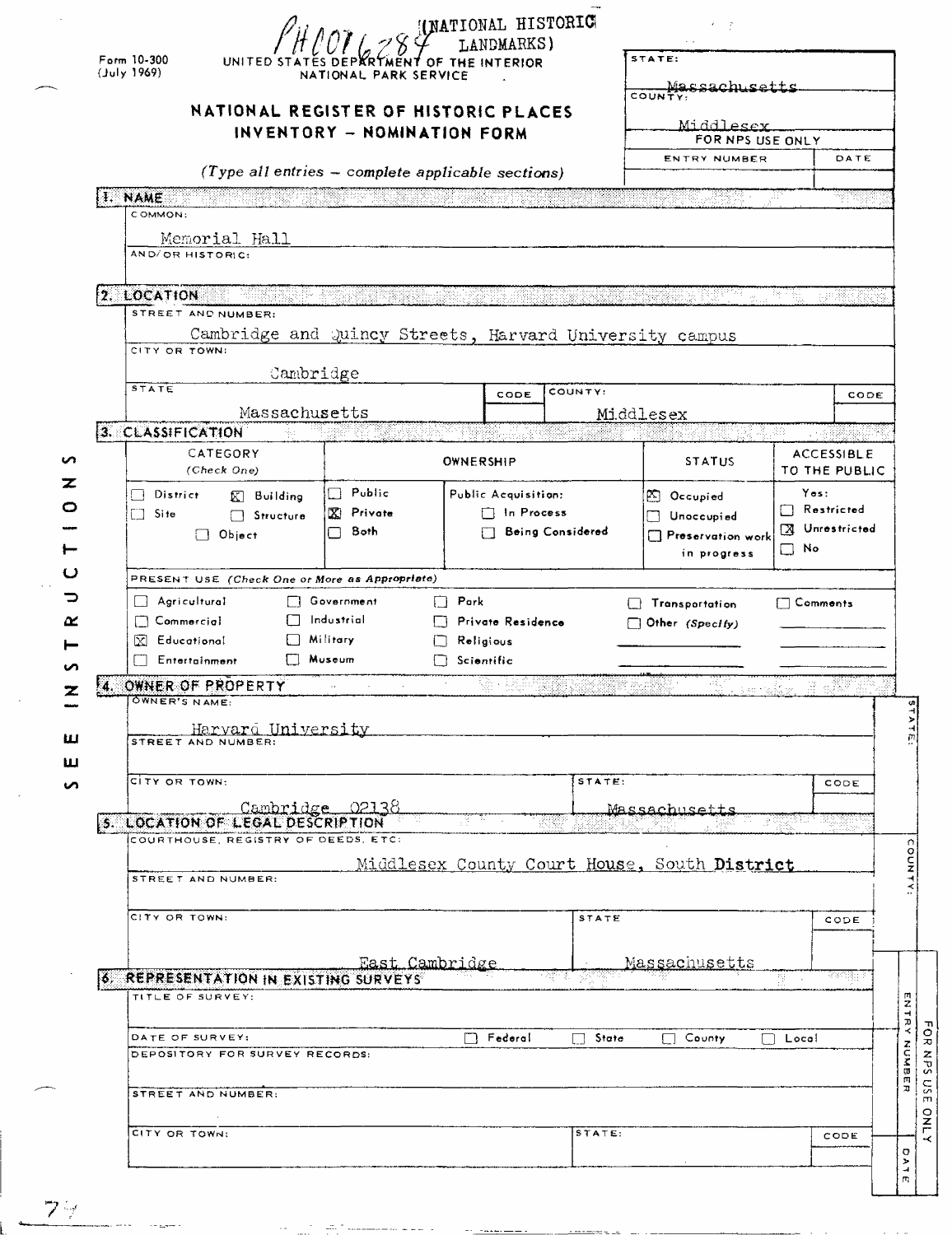PH0076284 (NATIONAL HISTORIC LANDMARKS)

Form 10-300 (July 1969)

UNITED STATES DEPARTMENT OF THE INTERIOR
NATIONAL PARK SERVICE

# NATIONAL REGISTER OF HISTORIC PLACES INVENTORY - NOMINATION FORM

*(Type all entries - complete applicable sections)*

STATE: Massachusetts
COUNTY: Middlesex

FOR NPS USE ONLY

| ENTRY NUMBER | DATE |
|---|---|
| | |

## 1. NAME

COMMON: Memorial Hall

AND/OR HISTORIC:

## 2. LOCATION

STREET AND NUMBER: Cambridge and Quincy Streets, Harvard University campus

CITY OR TOWN: Cambridge

| STATE | CODE | COUNTY: | CODE |
|---|---|---|---|
| Massachusetts | | Middlesex | |

## 3. CLASSIFICATION

| CATEGORY (Check One) | OWNERSHIP | | STATUS | ACCESSIBLE TO THE PUBLIC |
|---|---|---|---|---|
| ☐ District ☒ Building ☐ Site ☐ Structure ☐ Object | ☐ Public ☒ Private ☐ Both | Public Acquisition: ☐ In Process ☐ Being Considered | ☒ Occupied ☐ Unoccupied ☐ Preservation work in progress | Yes: ☐ Restricted ☒ Unrestricted ☐ No |

PRESENT USE *(Check One or More as Appropriate)*

| | | | | |
|---|---|---|---|---|
| ☐ Agricultural | ☐ Government | ☐ Park | ☐ Transportation | ☐ Comments |
| ☐ Commercial | ☐ Industrial | ☐ Private Residence | ☐ Other (Specify) | |
| ☒ Educational | ☐ Military | ☐ Religious | | |
| ☐ Entertainment | ☐ Museum | ☐ Scientific | | |

## 4. OWNER OF PROPERTY

OWNER'S NAME: Harvard University

STREET AND NUMBER:

| CITY OR TOWN: | STATE: | CODE |
|---|---|---|
| Cambridge 02138 | Massachusetts | |

## 5. LOCATION OF LEGAL DESCRIPTION

COURTHOUSE, REGISTRY OF DEEDS, ETC: Middlesex County Court House, South District

STREET AND NUMBER:

| CITY OR TOWN: | STATE | CODE |
|---|---|---|
| East Cambridge | Massachusetts | |

## 6. REPRESENTATION IN EXISTING SURVEYS

TITLE OF SURVEY:

DATE OF SURVEY: ☐ Federal ☐ State ☐ County ☐ Local

DEPOSITORY FOR SURVEY RECORDS:

STREET AND NUMBER:

| CITY OR TOWN: | STATE: | CODE |
|---|---|---|
| | | |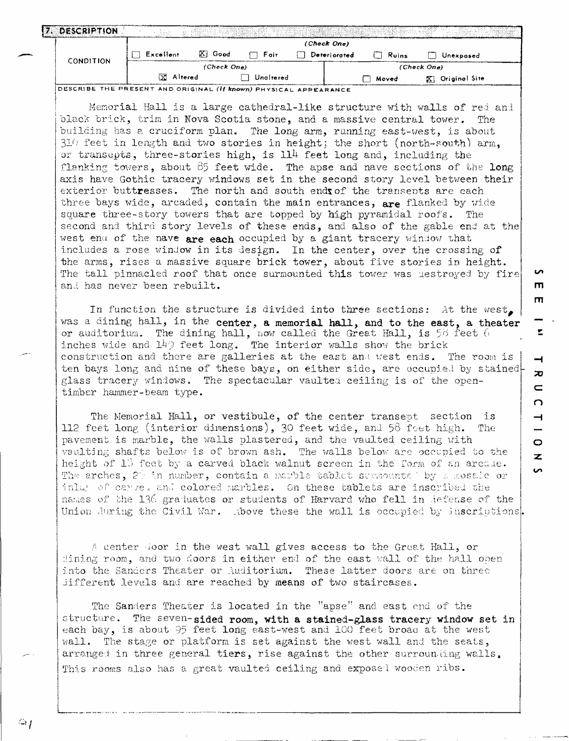## 7. DESCRIPTION

| CONDITION | (Check One) | | | | | |
|---|---|---|---|---|---|---|
| | ☐ Excellent | ☒ Good | ☐ Fair | ☐ Deteriorated | ☐ Ruins | ☐ Unexposed |
| | (Check One) | | | (Check One) | | |
| | ☒ Altered | | ☐ Unaltered | ☐ Moved | | ☒ Original Site |

DESCRIBE THE PRESENT AND ORIGINAL *(if known)* PHYSICAL APPEARANCE

Memorial Hall is a large cathedral-like structure with walls of red and black brick, trim in Nova Scotia stone, and a massive central tower. The building has a cruciform plan. The long arm, running east-west, is about 310 feet in length and two stories in height; the short (north-south) arm, or transepts, three-stories high, is 114 feet long and, including the flanking towers, about 85 feet wide. The apse and nave sections of the long axis have Gothic tracery windows set in the second story level between their exterior buttresses. The north and south ends of the transepts are each three bays wide, arcaded, contain the main entrances, are flanked by wide square three-story towers that are topped by high pyramidal roofs. The second and third story levels of these ends, and also of the gable end at the west end of the nave are each occupied by a giant tracery window that includes a rose window in its design. In the center, over the crossing of the arms, rises a massive square brick tower, about five stories in height. The tall pinnacled roof that once surmounted this tower was destroyed by fire and has never been rebuilt.

In function the structure is divided into three sections: At the west, was a dining hall, in the center, a memorial hall, and to the east, a theater or auditorium. The dining hall, now called the Great Hall, is 58 feet 6 inches wide and 149 feet long. The interior walls show the brick construction and there are galleries at the east and west ends. The room is ten bays long and nine of these bays, on either side, are occupied by stained-glass tracery windows. The spectacular vaulted ceiling is of the open-timber hammer-beam type.

The Memorial Hall, or vestibule, of the center transept section is 112 feet long (interior dimensions), 30 feet wide, and 58 feet high. The pavement is marble, the walls plastered, and the vaulted ceiling with vaulting shafts below is of brown ash. The walls below are occupied to the height of 18 feet by a carved black walnut screen in the form of an arcade. The arches, 28 in number, contain a marble tablet surmounted by a mosaic or inlay of carved and colored marbles. On these tablets are inscribed the names of the 136 graduates or students of Harvard who fell in defense of the Union during the Civil War. Above these the wall is occupied by inscriptions.

A center door in the west wall gives access to the Great Hall, or dining room, and two doors in either end of the east wall of the hall open into the Sanders Theater or Auditorium. These latter doors are on three different levels and are reached by means of two staircases.

The Sanders Theater is located in the "apse" and east end of the structure. The seven-sided room, with a stained-glass tracery window set in each bay, is about 95 feet long east-west and 100 feet broad at the west wall. The stage or platform is set against the west wall and the seats, arranged in three general tiers, rise against the other surrounding walls. This rooms also has a great vaulted ceiling and exposed wooden ribs.

SEE INSTRUCTIONS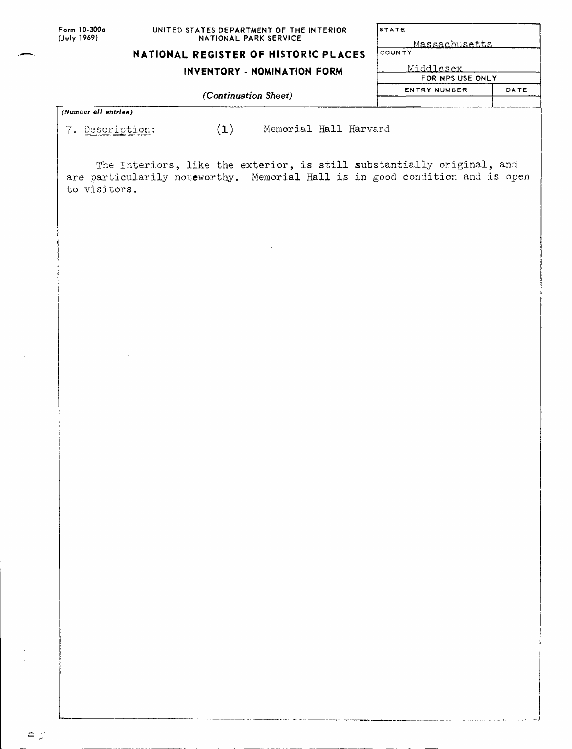Form 10-300a (July 1969)

UNITED STATES DEPARTMENT OF THE INTERIOR
NATIONAL PARK SERVICE

**NATIONAL REGISTER OF HISTORIC PLACES**

**INVENTORY - NOMINATION FORM**

*(Continuation Sheet)*

| STATE | |
|---|---|
| Massachusetts | |
| COUNTY | |
| Middlesex | |
| FOR NPS USE ONLY | |
| ENTRY NUMBER | DATE |
| | |

*(Number all entries)*

7. Description: (1) Memorial Hall Harvard

The Interiors, like the exterior, is still substantially original, and are particularily noteworthy. Memorial Hall is in good condition and is open to visitors.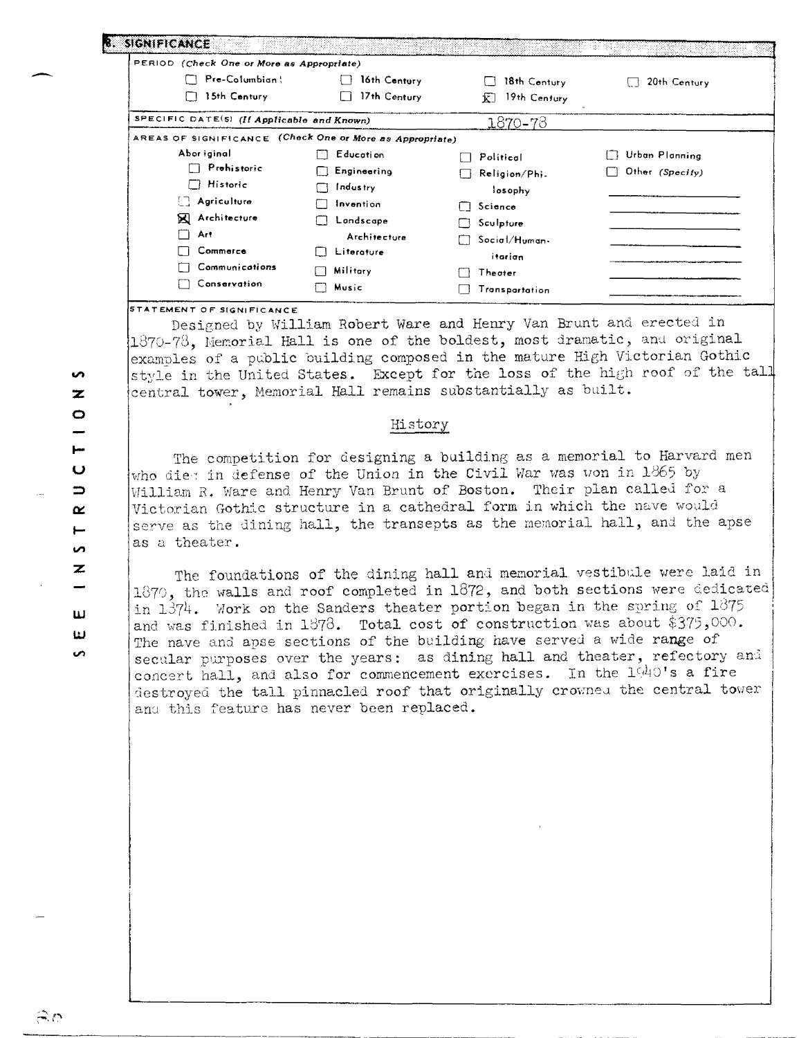## 8. SIGNIFICANCE

PERIOD *(Check One or More as Appropriate)*

| | | | |
|---|---|---|---|
| ☐ Pre-Columbian | ☐ 16th Century | ☐ 18th Century | ☐ 20th Century |
| ☐ 15th Century | ☐ 17th Century | ☒ 19th Century | |

SPECIFIC DATE(S) *(If Applicable and Known)* 1870-78

AREAS OF SIGNIFICANCE *(Check One or More as Appropriate)*

| | | | |
|---|---|---|---|
| Aboriginal | ☐ Education | ☐ Political | ☐ Urban Planning |
| ☐ Prehistoric | ☐ Engineering | ☐ Religion/Philosophy | ☐ Other *(Specify)* |
| ☐ Historic | ☐ Industry | ☐ Science | |
| ☐ Agriculture | ☐ Invention | ☐ Sculpture | |
| ☒ Architecture | ☐ Landscape Architecture | ☐ Social/Humanitarian | |
| ☐ Art | ☐ Literature | ☐ Theater | |
| ☐ Commerce | ☐ Military | ☐ Transportation | |
| ☐ Communications | ☐ Music | | |
| ☐ Conservation | | | |

STATEMENT OF SIGNIFICANCE

Designed by William Robert Ware and Henry Van Brunt and erected in 1870-78, Memorial Hall is one of the boldest, most dramatic, and original examples of a public building composed in the mature High Victorian Gothic style in the United States. Except for the loss of the high roof of the tall central tower, Memorial Hall remains substantially as built.

### History

The competition for designing a building as a memorial to Harvard men who died in defense of the Union in the Civil War was won in 1865 by William R. Ware and Henry Van Brunt of Boston. Their plan called for a Victorian Gothic structure in a cathedral form in which the nave would serve as the dining hall, the transepts as the memorial hall, and the apse as a theater.

The foundations of the dining hall and memorial vestibule were laid in 1870, the walls and roof completed in 1872, and both sections were dedicated in 1874. Work on the Sanders theater portion began in the spring of 1875 and was finished in 1878. Total cost of construction was about $375,000. The nave and apse sections of the building have served a wide range of secular purposes over the years: as dining hall and theater, refectory and concert hall, and also for commencement exercises. In the 1940's a fire destroyed the tall pinnacled roof that originally crowned the central tower and this feature has never been replaced.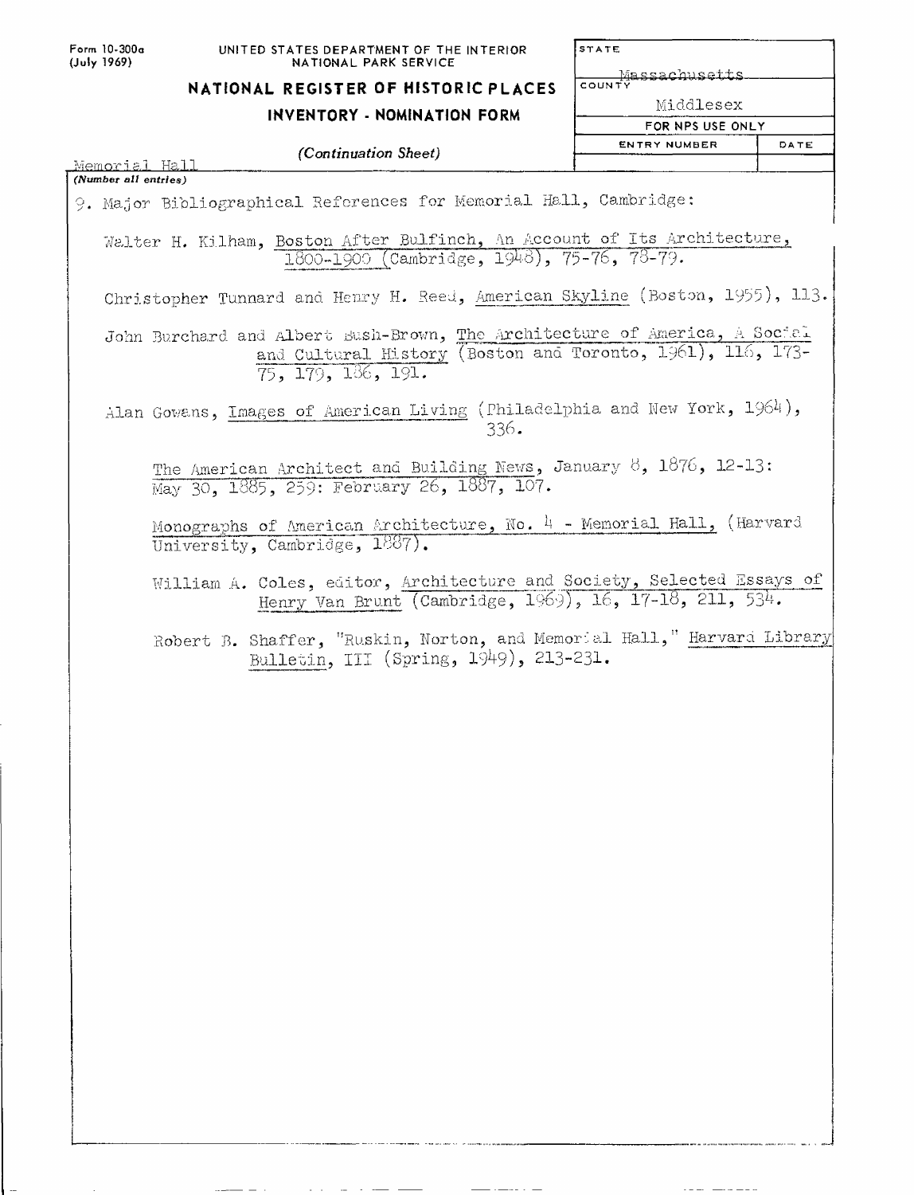Form 10-300a
(July 1969)

UNITED STATES DEPARTMENT OF THE INTERIOR
NATIONAL PARK SERVICE

**NATIONAL REGISTER OF HISTORIC PLACES**
**INVENTORY - NOMINATION FORM**

*(Continuation Sheet)*

| STATE | |
|---|---|
| Massachusetts | |
| COUNTY | |
| Middlesex | |
| FOR NPS USE ONLY | |
| ENTRY NUMBER | DATE |
| | |

Memorial Hall

*(Number all entries)*

9. Major Bibliographical References for Memorial Hall, Cambridge:

Walter H. Kilham, Boston After Bulfinch, An Account of Its Architecture, 1800-1900 (Cambridge, 1948), 75-76, 78-79.

Christopher Tunnard and Henry H. Reed, American Skyline (Boston, 1955), 113.

John Burchard and Albert Bush-Brown, The Architecture of America, A Social and Cultural History (Boston and Toronto, 1961), 116, 173-75, 179, 186, 191.

Alan Gowans, Images of American Living (Philadelphia and New York, 1964), 336.

The American Architect and Building News, January 8, 1876, 12-13: May 30, 1885, 259: February 26, 1887, 107.

Monographs of American Architecture, No. 4 - Memorial Hall, (Harvard University, Cambridge, 1887).

William A. Coles, editor, Architecture and Society, Selected Essays of Henry Van Brunt (Cambridge, 1969), 16, 17-18, 211, 534.

Robert B. Shaffer, "Ruskin, Norton, and Memorial Hall," Harvard Library Bulletin, III (Spring, 1949), 213-231.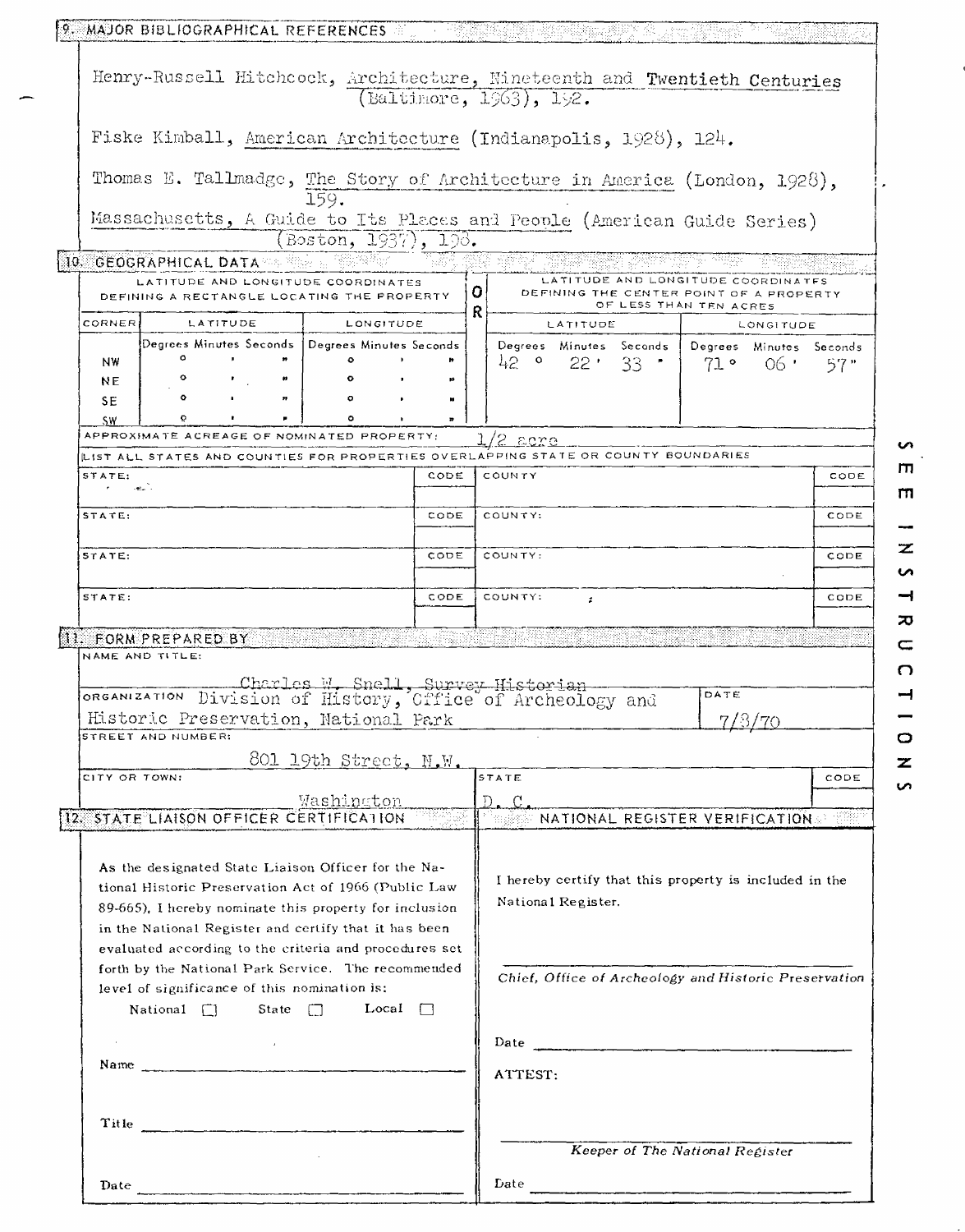## 9. MAJOR BIBLIOGRAPHICAL REFERENCES

Henry-Russell Hitchcock, Architecture, Nineteenth and Twentieth Centuries (Baltimore, 1963), 152.

Fiske Kimball, American Architecture (Indianapolis, 1928), 124.

Thomas E. Tallmadge, The Story of Architecture in America (London, 1928), 159.

Massachusetts, A Guide to Its Places and People (American Guide Series) (Boston, 1937), 198.

## 10. GEOGRAPHICAL DATA

| LATITUDE AND LONGITUDE COORDINATES DEFINING A RECTANGLE LOCATING THE PROPERTY | | | OR | LATITUDE AND LONGITUDE COORDINATES DEFINING THE CENTER POINT OF A PROPERTY OF LESS THAN TEN ACRES | |
|---|---|---|---|---|---|
| CORNER | LATITUDE | LONGITUDE | | LATITUDE | LONGITUDE |
| | Degrees Minutes Seconds | Degrees Minutes Seconds | | Degrees Minutes Seconds | Degrees Minutes Seconds |
| NW | ° ' " | ° ' " | | 42 ° 22 ' 33 " | 71 ° 06 ' 57 " |
| NE | ° ' " | ° ' " | | | |
| SE | ° ' " | ° ' " | | | |
| SW | ° ' " | ° ' " | | | |

APPROXIMATE ACREAGE OF NOMINATED PROPERTY: 1/2 acre

LIST ALL STATES AND COUNTIES FOR PROPERTIES OVERLAPPING STATE OR COUNTY BOUNDARIES

| STATE: | CODE | COUNTY | CODE |
|---|---|---|---|
| STATE: | CODE | COUNTY: | CODE |
| STATE: | CODE | COUNTY: | CODE |
| STATE: | CODE | COUNTY: | CODE |

## 11. FORM PREPARED BY

NAME AND TITLE: Charles W. Snell, Survey Historian

ORGANIZATION: Division of History, Office of Archeology and Historic Preservation, National Park

DATE: 7/8/70

STREET AND NUMBER: 801 19th Street, N.W.

CITY OR TOWN: Washington

STATE: D. C.

CODE:

## 12. STATE LIAISON OFFICER CERTIFICATION

As the designated State Liaison Officer for the National Historic Preservation Act of 1966 (Public Law 89-665), I hereby nominate this property for inclusion in the National Register and certify that it has been evaluated according to the criteria and procedures set forth by the National Park Service. The recommended level of significance of this nomination is:

National ☐ State ☐ Local ☐

Name ____________________

Title ____________________

Date ____________________

## NATIONAL REGISTER VERIFICATION

I hereby certify that this property is included in the National Register.

____________________

*Chief, Office of Archeology and Historic Preservation*

Date ____________________

ATTEST:

____________________

*Keeper of The National Register*

Date ____________________

SEE INSTRUCTIONS